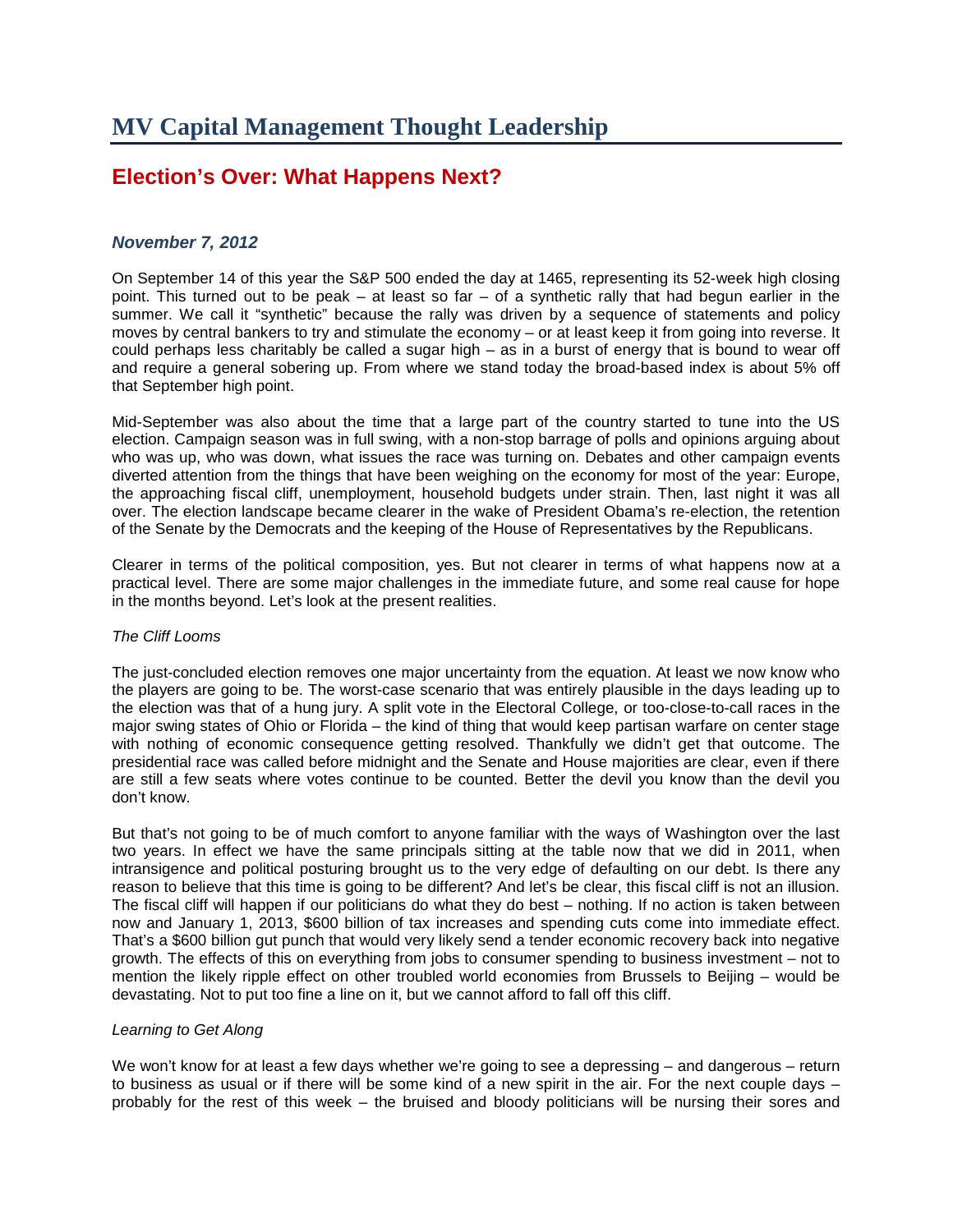# MV Capital Management Thought Leadership

## Election's Over: What Happens Next?

***November 7, 2012***

On September 14 of this year the S&P 500 ended the day at 1465, representing its 52-week high closing point. This turned out to be peak – at least so far – of a synthetic rally that had begun earlier in the summer. We call it "synthetic" because the rally was driven by a sequence of statements and policy moves by central bankers to try and stimulate the economy – or at least keep it from going into reverse. It could perhaps less charitably be called a sugar high – as in a burst of energy that is bound to wear off and require a general sobering up. From where we stand today the broad-based index is about 5% off that September high point.

Mid-September was also about the time that a large part of the country started to tune into the US election. Campaign season was in full swing, with a non-stop barrage of polls and opinions arguing about who was up, who was down, what issues the race was turning on. Debates and other campaign events diverted attention from the things that have been weighing on the economy for most of the year: Europe, the approaching fiscal cliff, unemployment, household budgets under strain. Then, last night it was all over. The election landscape became clearer in the wake of President Obama's re-election, the retention of the Senate by the Democrats and the keeping of the House of Representatives by the Republicans.

Clearer in terms of the political composition, yes. But not clearer in terms of what happens now at a practical level. There are some major challenges in the immediate future, and some real cause for hope in the months beyond. Let's look at the present realities.

*The Cliff Looms*

The just-concluded election removes one major uncertainty from the equation. At least we now know who the players are going to be. The worst-case scenario that was entirely plausible in the days leading up to the election was that of a hung jury. A split vote in the Electoral College, or too-close-to-call races in the major swing states of Ohio or Florida – the kind of thing that would keep partisan warfare on center stage with nothing of economic consequence getting resolved. Thankfully we didn't get that outcome. The presidential race was called before midnight and the Senate and House majorities are clear, even if there are still a few seats where votes continue to be counted. Better the devil you know than the devil you don't know.

But that's not going to be of much comfort to anyone familiar with the ways of Washington over the last two years. In effect we have the same principals sitting at the table now that we did in 2011, when intransigence and political posturing brought us to the very edge of defaulting on our debt. Is there any reason to believe that this time is going to be different? And let's be clear, this fiscal cliff is not an illusion. The fiscal cliff will happen if our politicians do what they do best – nothing. If no action is taken between now and January 1, 2013, $600 billion of tax increases and spending cuts come into immediate effect. That's a $600 billion gut punch that would very likely send a tender economic recovery back into negative growth. The effects of this on everything from jobs to consumer spending to business investment – not to mention the likely ripple effect on other troubled world economies from Brussels to Beijing – would be devastating. Not to put too fine a line on it, but we cannot afford to fall off this cliff.

*Learning to Get Along*

We won't know for at least a few days whether we're going to see a depressing – and dangerous – return to business as usual or if there will be some kind of a new spirit in the air. For the next couple days – probably for the rest of this week – the bruised and bloody politicians will be nursing their sores and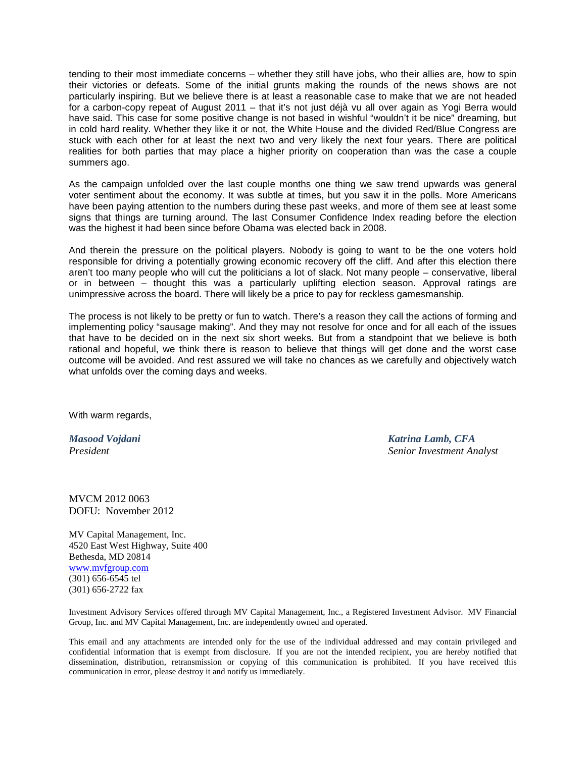tending to their most immediate concerns – whether they still have jobs, who their allies are, how to spin their victories or defeats. Some of the initial grunts making the rounds of the news shows are not particularly inspiring. But we believe there is at least a reasonable case to make that we are not headed for a carbon-copy repeat of August 2011 – that it's not just déjà vu all over again as Yogi Berra would have said. This case for some positive change is not based in wishful "wouldn't it be nice" dreaming, but in cold hard reality. Whether they like it or not, the White House and the divided Red/Blue Congress are stuck with each other for at least the next two and very likely the next four years. There are political realities for both parties that may place a higher priority on cooperation than was the case a couple summers ago.

As the campaign unfolded over the last couple months one thing we saw trend upwards was general voter sentiment about the economy. It was subtle at times, but you saw it in the polls. More Americans have been paying attention to the numbers during these past weeks, and more of them see at least some signs that things are turning around. The last Consumer Confidence Index reading before the election was the highest it had been since before Obama was elected back in 2008.

And therein the pressure on the political players. Nobody is going to want to be the one voters hold responsible for driving a potentially growing economic recovery off the cliff. And after this election there aren't too many people who will cut the politicians a lot of slack. Not many people – conservative, liberal or in between – thought this was a particularly uplifting election season. Approval ratings are unimpressive across the board. There will likely be a price to pay for reckless gamesmanship.

The process is not likely to be pretty or fun to watch. There's a reason they call the actions of forming and implementing policy "sausage making". And they may not resolve for once and for all each of the issues that have to be decided on in the next six short weeks. But from a standpoint that we believe is both rational and hopeful, we think there is reason to believe that things will get done and the worst case outcome will be avoided. And rest assured we will take no chances as we carefully and objectively watch what unfolds over the coming days and weeks.

With warm regards,

***Masood Vojdani***
*President*

***Katrina Lamb, CFA***
*Senior Investment Analyst*

MVCM 2012 0063
DOFU: November 2012

MV Capital Management, Inc.
4520 East West Highway, Suite 400
Bethesda, MD 20814
www.mvfgroup.com
(301) 656-6545 tel
(301) 656-2722 fax

Investment Advisory Services offered through MV Capital Management, Inc., a Registered Investment Advisor. MV Financial Group, Inc. and MV Capital Management, Inc. are independently owned and operated.

This email and any attachments are intended only for the use of the individual addressed and may contain privileged and confidential information that is exempt from disclosure. If you are not the intended recipient, you are hereby notified that dissemination, distribution, retransmission or copying of this communication is prohibited. If you have received this communication in error, please destroy it and notify us immediately.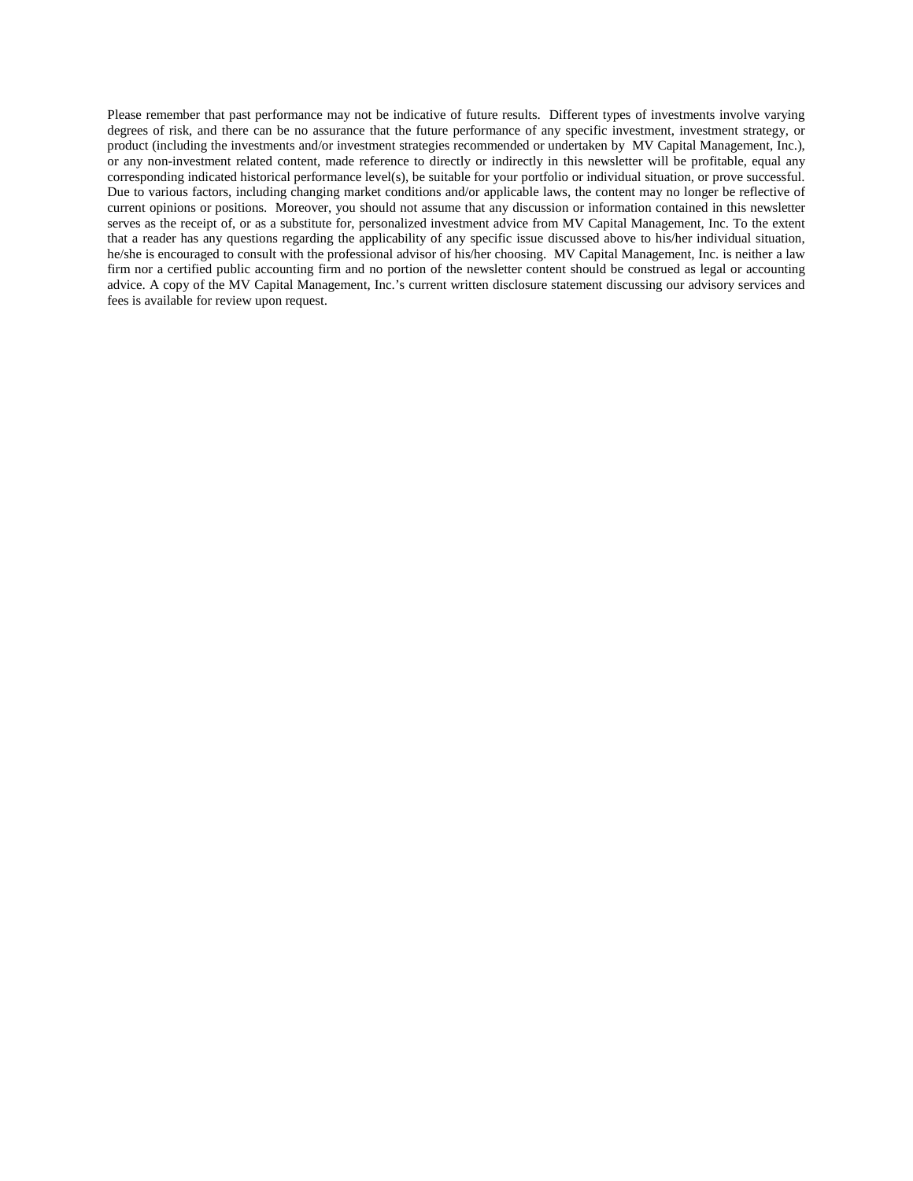Please remember that past performance may not be indicative of future results. Different types of investments involve varying degrees of risk, and there can be no assurance that the future performance of any specific investment, investment strategy, or product (including the investments and/or investment strategies recommended or undertaken by MV Capital Management, Inc.), or any non-investment related content, made reference to directly or indirectly in this newsletter will be profitable, equal any corresponding indicated historical performance level(s), be suitable for your portfolio or individual situation, or prove successful. Due to various factors, including changing market conditions and/or applicable laws, the content may no longer be reflective of current opinions or positions. Moreover, you should not assume that any discussion or information contained in this newsletter serves as the receipt of, or as a substitute for, personalized investment advice from MV Capital Management, Inc. To the extent that a reader has any questions regarding the applicability of any specific issue discussed above to his/her individual situation, he/she is encouraged to consult with the professional advisor of his/her choosing. MV Capital Management, Inc. is neither a law firm nor a certified public accounting firm and no portion of the newsletter content should be construed as legal or accounting advice. A copy of the MV Capital Management, Inc.'s current written disclosure statement discussing our advisory services and fees is available for review upon request.